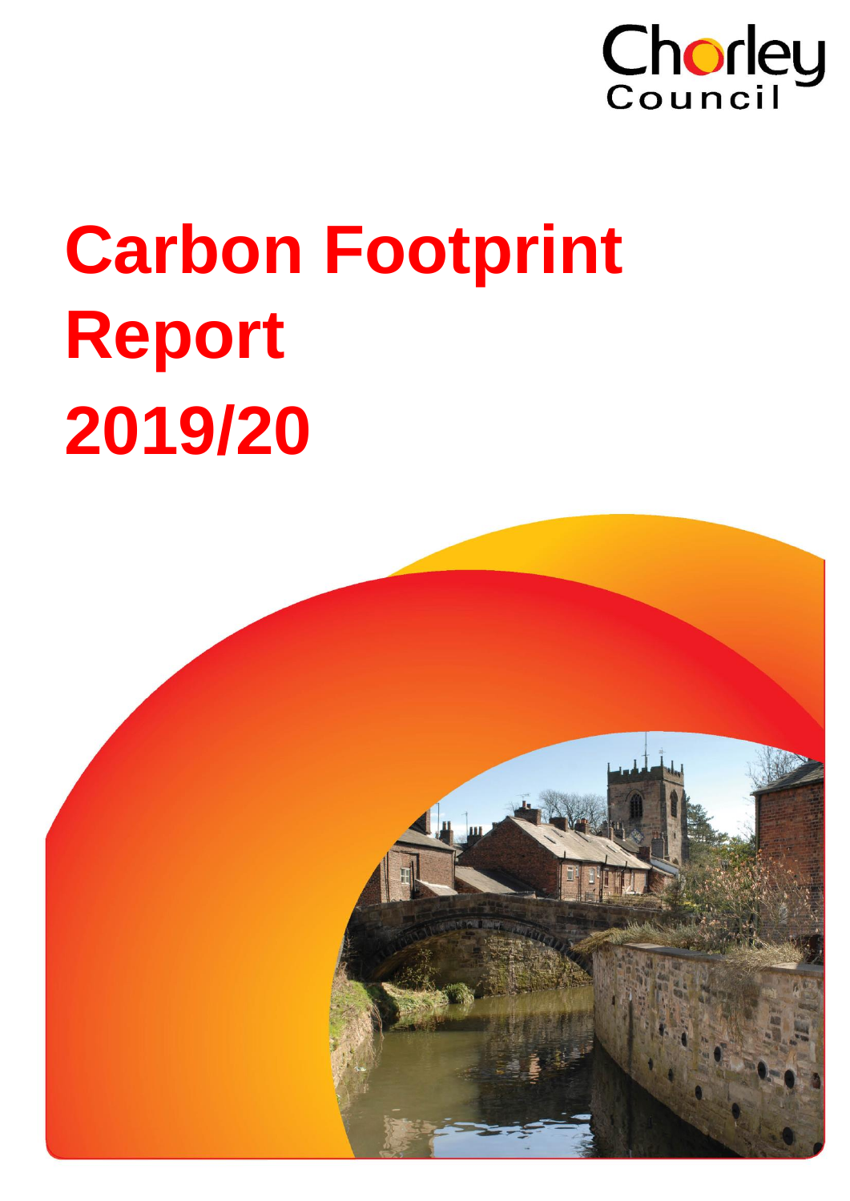Chorley Council

# Carbon Footprint Report 2019/20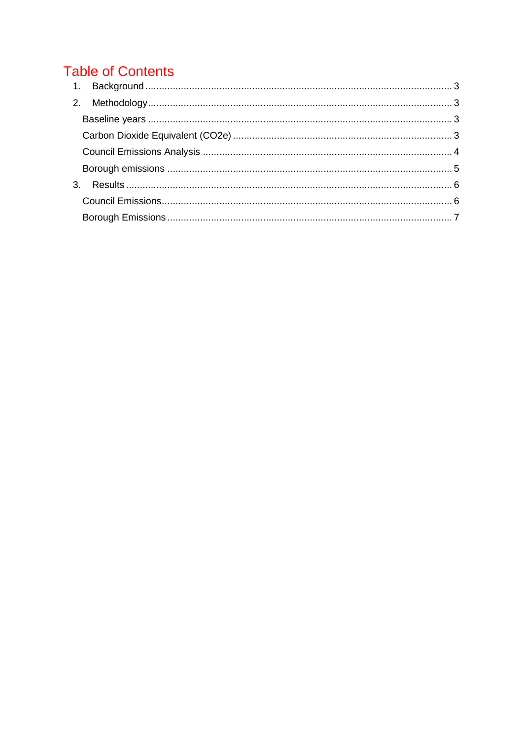# Table of Contents

1. Background ... 3
2. Methodology ... 3
   - Baseline years ... 3
   - Carbon Dioxide Equivalent (CO2e) ... 3
   - Council Emissions Analysis ... 4
   - Borough emissions ... 5
3. Results ... 6
   - Council Emissions ... 6
   - Borough Emissions ... 7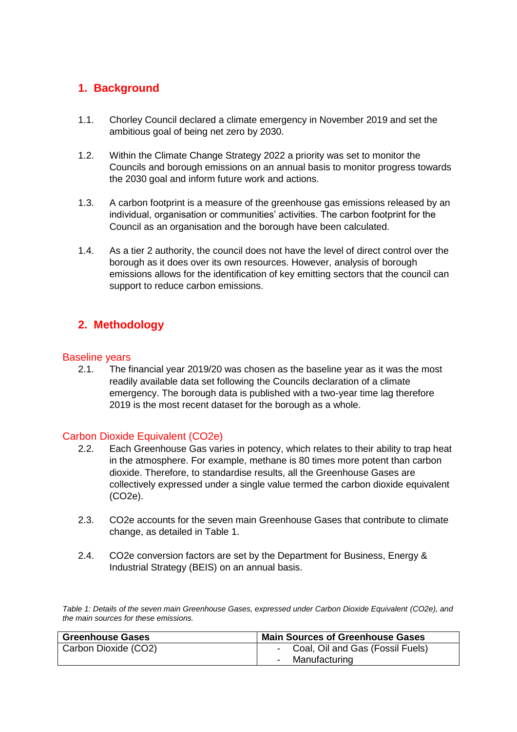## 1. Background

1.1. Chorley Council declared a climate emergency in November 2019 and set the ambitious goal of being net zero by 2030.

1.2. Within the Climate Change Strategy 2022 a priority was set to monitor the Councils and borough emissions on an annual basis to monitor progress towards the 2030 goal and inform future work and actions.

1.3. A carbon footprint is a measure of the greenhouse gas emissions released by an individual, organisation or communities' activities. The carbon footprint for the Council as an organisation and the borough have been calculated.

1.4. As a tier 2 authority, the council does not have the level of direct control over the borough as it does over its own resources. However, analysis of borough emissions allows for the identification of key emitting sectors that the council can support to reduce carbon emissions.

## 2. Methodology

### Baseline years

2.1. The financial year 2019/20 was chosen as the baseline year as it was the most readily available data set following the Councils declaration of a climate emergency. The borough data is published with a two-year time lag therefore 2019 is the most recent dataset for the borough as a whole.

### Carbon Dioxide Equivalent (CO2e)

2.2. Each Greenhouse Gas varies in potency, which relates to their ability to trap heat in the atmosphere. For example, methane is 80 times more potent than carbon dioxide. Therefore, to standardise results, all the Greenhouse Gases are collectively expressed under a single value termed the carbon dioxide equivalent (CO2e).

2.3. CO2e accounts for the seven main Greenhouse Gases that contribute to climate change, as detailed in Table 1.

2.4. CO2e conversion factors are set by the Department for Business, Energy & Industrial Strategy (BEIS) on an annual basis.

*Table 1: Details of the seven main Greenhouse Gases, expressed under Carbon Dioxide Equivalent (CO2e), and the main sources for these emissions.*

| Greenhouse Gases | Main Sources of Greenhouse Gases |
|---|---|
| Carbon Dioxide ($CO_2$) | - Coal, Oil and Gas (Fossil Fuels)<br>- Manufacturing |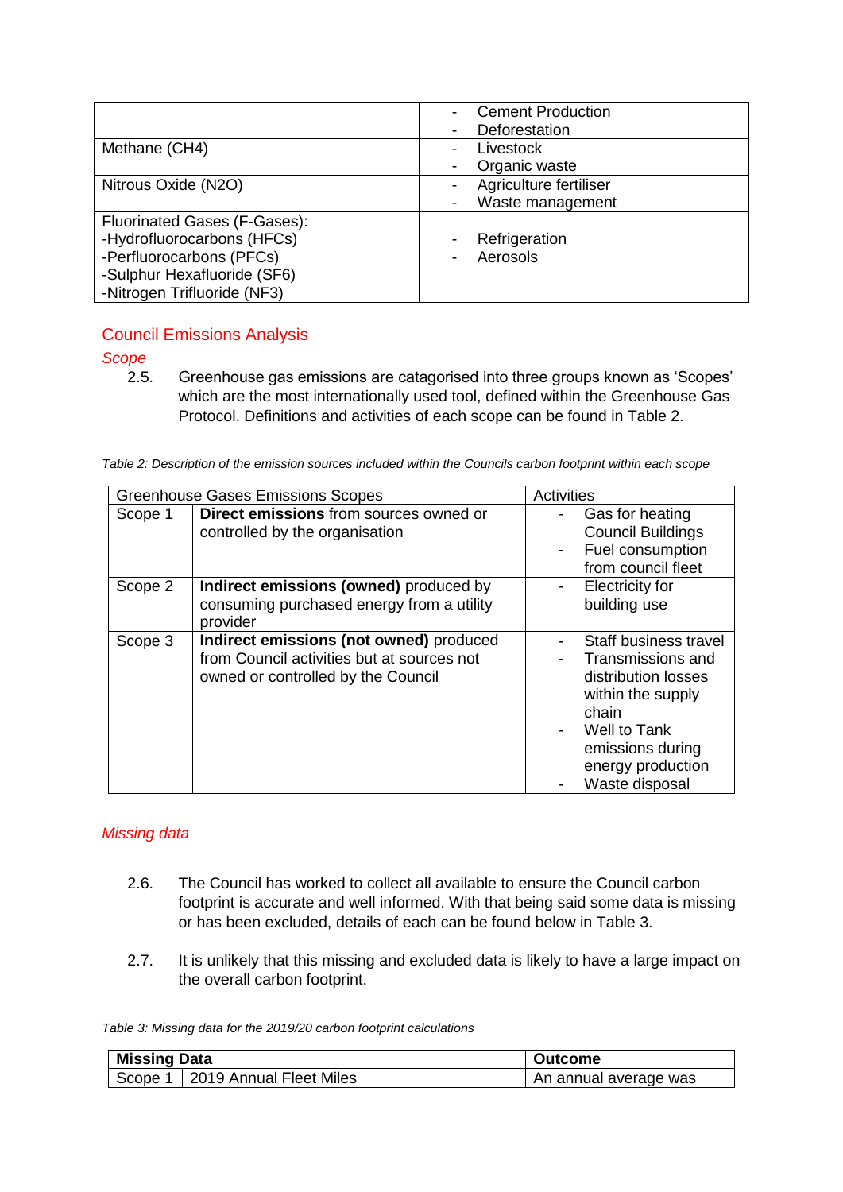| | |
|---|---|
| | - Cement Production<br>- Deforestation |
| Methane ($CH_4$) | - Livestock<br>- Organic waste |
| Nitrous Oxide ($N_2O$) | - Agriculture fertiliser<br>- Waste management |
| Fluorinated Gases (F-Gases):<br>-Hydrofluorocarbons (HFCs)<br>-Perfluorocarbons (PFCs)<br>-Sulphur Hexafluoride ($SF_6$)<br>-Nitrogen Trifluoride ($NF_3$) | - Refrigeration<br>- Aerosols |

## Council Emissions Analysis

### *Scope*

2.5. Greenhouse gas emissions are catagorised into three groups known as 'Scopes' which are the most internationally used tool, defined within the Greenhouse Gas Protocol. Definitions and activities of each scope can be found in Table 2.

*Table 2: Description of the emission sources included within the Councils carbon footprint within each scope*

| Greenhouse Gases Emissions Scopes | | Activities |
|---|---|---|
| Scope 1 | **Direct emissions** from sources owned or controlled by the organisation | - Gas for heating Council Buildings<br>- Fuel consumption from council fleet |
| Scope 2 | **Indirect emissions (owned)** produced by consuming purchased energy from a utility provider | - Electricity for building use |
| Scope 3 | **Indirect emissions (not owned)** produced from Council activities but at sources not owned or controlled by the Council | - Staff business travel<br>- Transmissions and distribution losses within the supply chain<br>- Well to Tank emissions during energy production<br>- Waste disposal |

### *Missing data*

2.6. The Council has worked to collect all available to ensure the Council carbon footprint is accurate and well informed. With that being said some data is missing or has been excluded, details of each can be found below in Table 3.

2.7. It is unlikely that this missing and excluded data is likely to have a large impact on the overall carbon footprint.

*Table 3: Missing data for the 2019/20 carbon footprint calculations*

| **Missing Data** | | **Outcome** |
|---|---|---|
| Scope 1 | 2019 Annual Fleet Miles | An annual average was |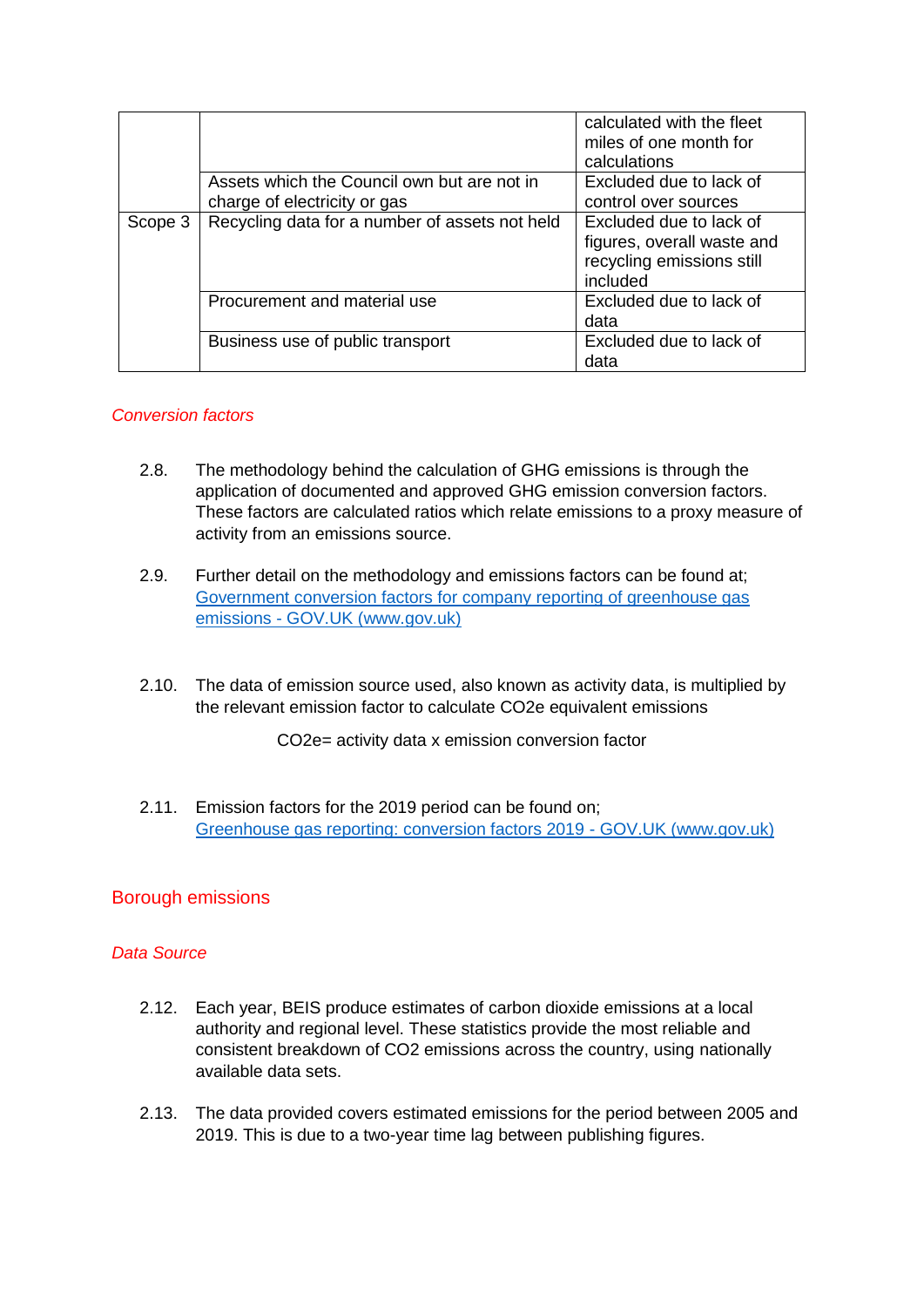| | | |
|---|---|---|
| | | calculated with the fleet miles of one month for calculations |
| | Assets which the Council own but are not in charge of electricity or gas | Excluded due to lack of control over sources |
| Scope 3 | Recycling data for a number of assets not held | Excluded due to lack of figures, overall waste and recycling emissions still included |
| | Procurement and material use | Excluded due to lack of data |
| | Business use of public transport | Excluded due to lack of data |

*Conversion factors*

2.8. The methodology behind the calculation of GHG emissions is through the application of documented and approved GHG emission conversion factors. These factors are calculated ratios which relate emissions to a proxy measure of activity from an emissions source.

2.9. Further detail on the methodology and emissions factors can be found at; [Government conversion factors for company reporting of greenhouse gas emissions - GOV.UK (www.gov.uk)]()

2.10. The data of emission source used, also known as activity data, is multiplied by the relevant emission factor to calculate $CO_2e$ equivalent emissions

$CO_2e$= activity data x emission conversion factor

2.11. Emission factors for the 2019 period can be found on; [Greenhouse gas reporting: conversion factors 2019 - GOV.UK (www.gov.uk)]()

## Borough emissions

*Data Source*

2.12. Each year, BEIS produce estimates of carbon dioxide emissions at a local authority and regional level. These statistics provide the most reliable and consistent breakdown of $CO_2$ emissions across the country, using nationally available data sets.

2.13. The data provided covers estimated emissions for the period between 2005 and 2019. This is due to a two-year time lag between publishing figures.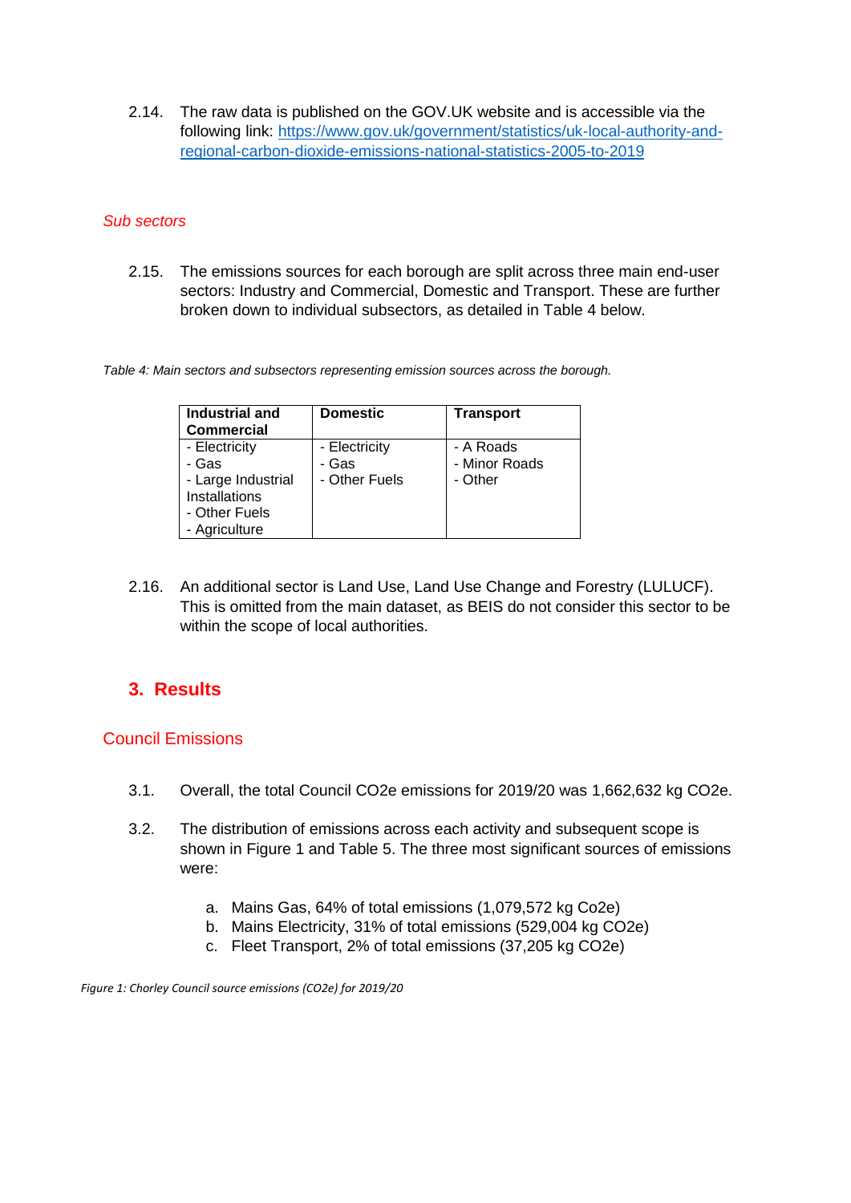2.14. The raw data is published on the GOV.UK website and is accessible via the following link: [https://www.gov.uk/government/statistics/uk-local-authority-and-regional-carbon-dioxide-emissions-national-statistics-2005-to-2019](https://www.gov.uk/government/statistics/uk-local-authority-and-regional-carbon-dioxide-emissions-national-statistics-2005-to-2019)

### *Sub sectors*

2.15. The emissions sources for each borough are split across three main end-user sectors: Industry and Commercial, Domestic and Transport. These are further broken down to individual subsectors, as detailed in Table 4 below.

*Table 4: Main sectors and subsectors representing emission sources across the borough.*

| **Industrial and Commercial** | **Domestic** | **Transport** |
|---|---|---|
| - Electricity<br>- Gas<br>- Large Industrial Installations<br>- Other Fuels<br>- Agriculture | - Electricity<br>- Gas<br>- Other Fuels | - A Roads<br>- Minor Roads<br>- Other |

2.16. An additional sector is Land Use, Land Use Change and Forestry (LULUCF). This is omitted from the main dataset, as BEIS do not consider this sector to be within the scope of local authorities.

## 3. Results

### Council Emissions

3.1. Overall, the total Council CO2e emissions for 2019/20 was 1,662,632 kg CO2e.

3.2. The distribution of emissions across each activity and subsequent scope is shown in Figure 1 and Table 5. The three most significant sources of emissions were:

a. Mains Gas, 64% of total emissions (1,079,572 kg Co2e)
b. Mains Electricity, 31% of total emissions (529,004 kg CO2e)
c. Fleet Transport, 2% of total emissions (37,205 kg CO2e)

*Figure 1: Chorley Council source emissions (CO2e) for 2019/20*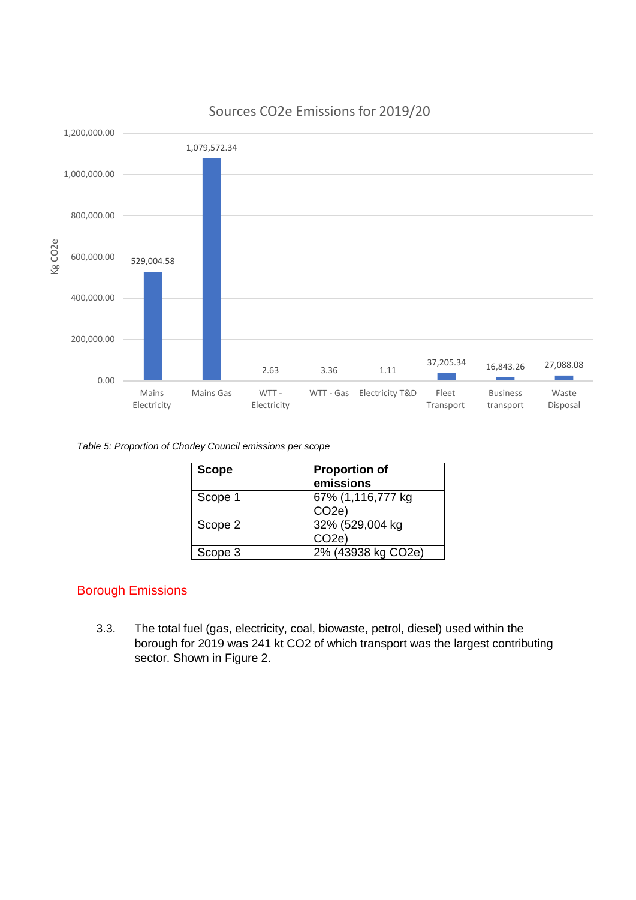Sources CO2e Emissions for 2019/20

Kg CO2e

1,200,000.00
1,000,000.00
800,000.00
600,000.00
400,000.00
200,000.00
0.00

529,004.58
1,079,572.34
2.63
3.36
1.11
37,205.34
16,843.26
27,088.08

Mains Electricity
Mains Gas
WTT - Electricity
WTT - Gas
Electricity T&D
Fleet Transport
Business transport
Waste Disposal

*Table 5: Proportion of Chorley Council emissions per scope*

| Scope | Proportion of emissions |
| --- | --- |
| Scope 1 | 67% (1,116,777 kg CO2e) |
| Scope 2 | 32% (529,004 kg CO2e) |
| Scope 3 | 2% (43938 kg CO2e) |

## Borough Emissions

3.3. The total fuel (gas, electricity, coal, biowaste, petrol, diesel) used within the borough for 2019 was 241 kt CO2 of which transport was the largest contributing sector. Shown in Figure 2.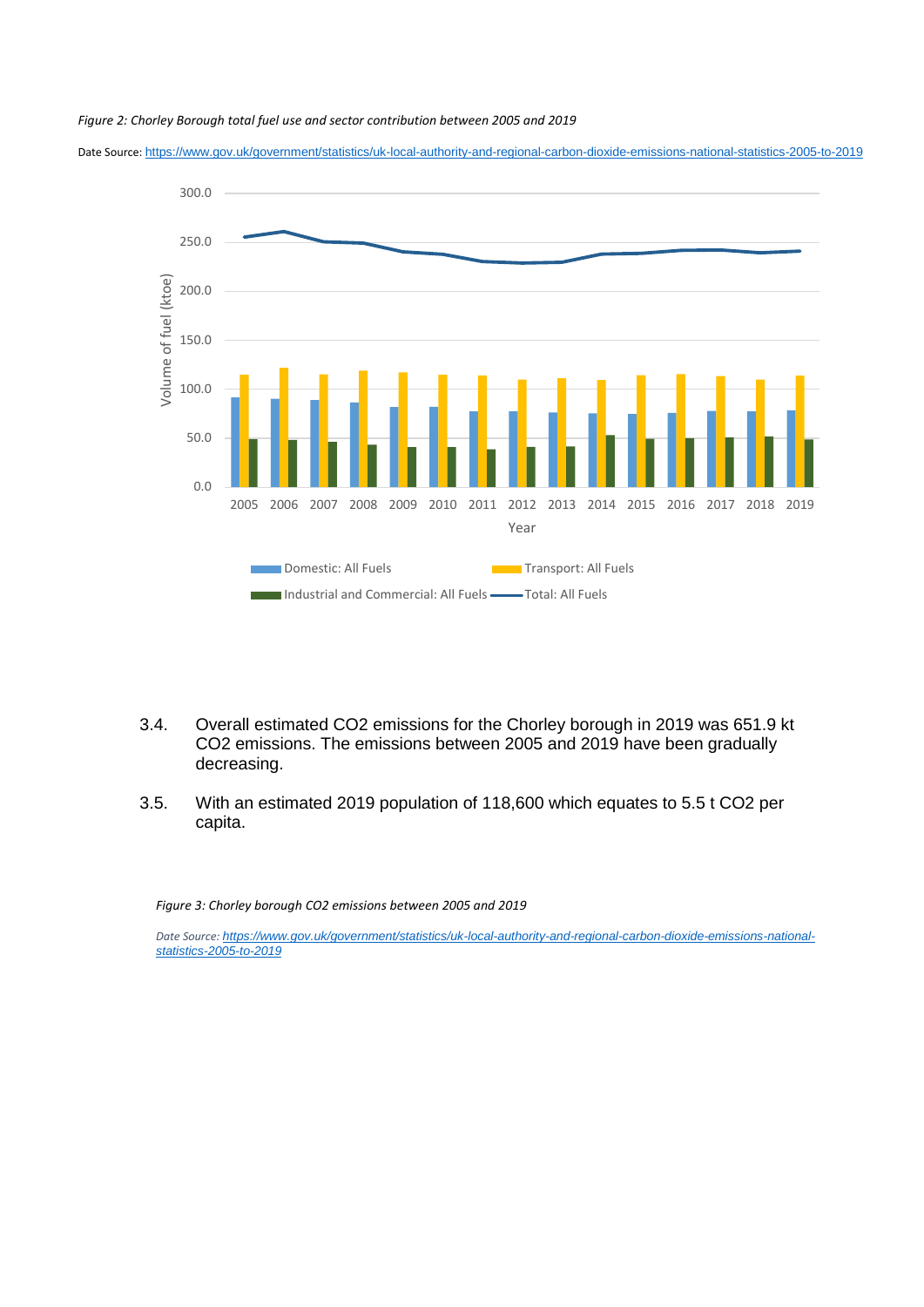*Figure 2: Chorley Borough total fuel use and sector contribution between 2005 and 2019*

Date Source: https://www.gov.uk/government/statistics/uk-local-authority-and-regional-carbon-dioxide-emissions-national-statistics-2005-to-2019

300.0
250.0
200.0
150.0
100.0
50.0
0.0

Volume of fuel (ktoe)

2005 2006 2007 2008 2009 2010 2011 2012 2013 2014 2015 2016 2017 2018 2019

Year

Domestic: All Fuels
Transport: All Fuels
Industrial and Commercial: All Fuels
Total: All Fuels

3.4. Overall estimated $CO_2$ emissions for the Chorley borough in 2019 was 651.9 kt $CO_2$ emissions. The emissions between 2005 and 2019 have been gradually decreasing.

3.5. With an estimated 2019 population of 118,600 which equates to 5.5 t $CO_2$ per capita.

*Figure 3: Chorley borough CO2 emissions between 2005 and 2019*

*Date Source: https://www.gov.uk/government/statistics/uk-local-authority-and-regional-carbon-dioxide-emissions-national-statistics-2005-to-2019*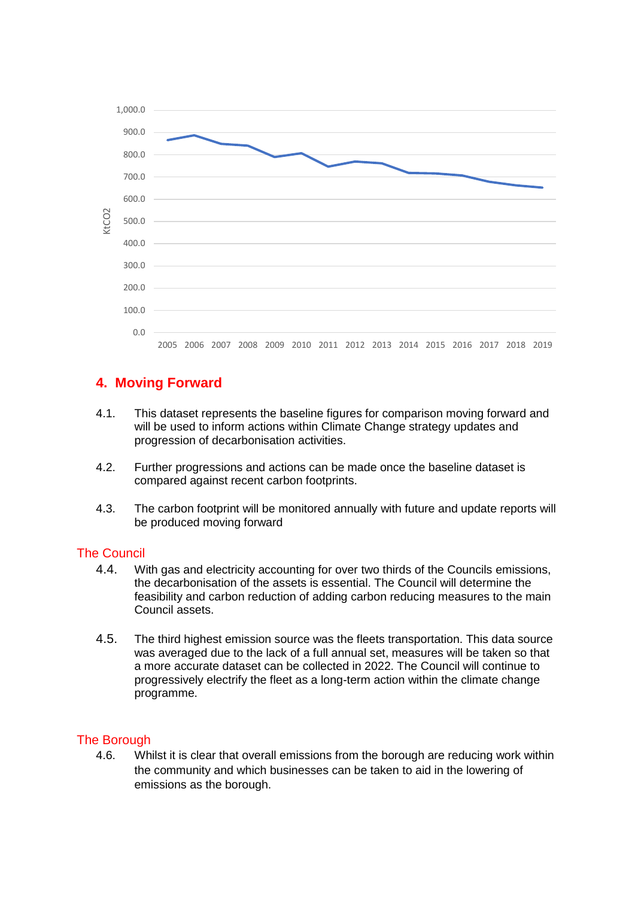1,000.0
900.0
800.0
700.0
600.0
500.0
400.0
300.0
200.0
100.0
0.0

KtCO2

2005 2006 2007 2008 2009 2010 2011 2012 2013 2014 2015 2016 2017 2018 2019

## 4. Moving Forward

4.1. This dataset represents the baseline figures for comparison moving forward and will be used to inform actions within Climate Change strategy updates and progression of decarbonisation activities.

4.2. Further progressions and actions can be made once the baseline dataset is compared against recent carbon footprints.

4.3. The carbon footprint will be monitored annually with future and update reports will be produced moving forward

### The Council

4.4. With gas and electricity accounting for over two thirds of the Councils emissions, the decarbonisation of the assets is essential. The Council will determine the feasibility and carbon reduction of adding carbon reducing measures to the main Council assets.

4.5. The third highest emission source was the fleets transportation. This data source was averaged due to the lack of a full annual set, measures will be taken so that a more accurate dataset can be collected in 2022. The Council will continue to progressively electrify the fleet as a long-term action within the climate change programme.

### The Borough

4.6. Whilst it is clear that overall emissions from the borough are reducing work within the community and which businesses can be taken to aid in the lowering of emissions as the borough.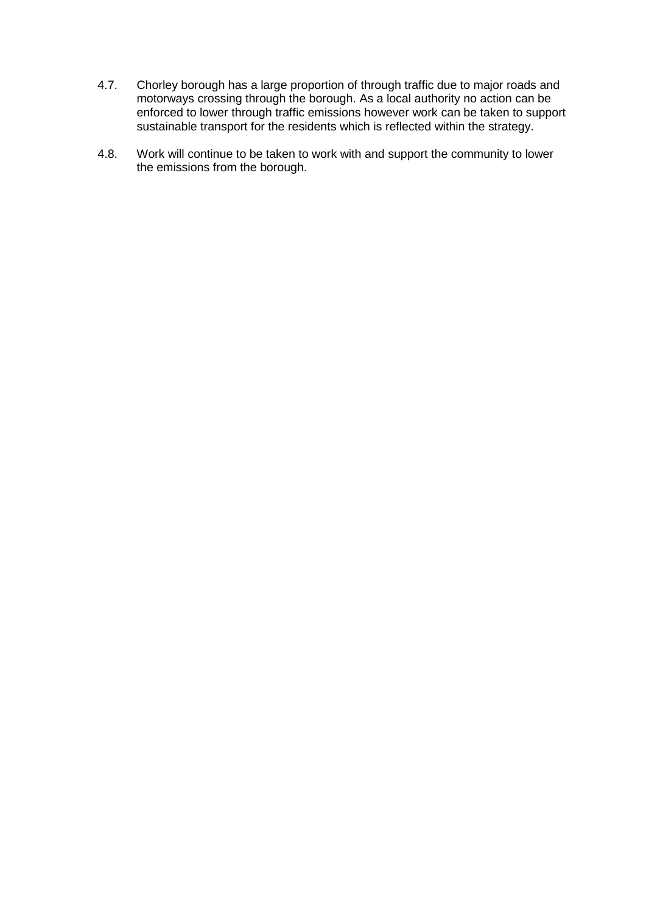4.7. Chorley borough has a large proportion of through traffic due to major roads and motorways crossing through the borough. As a local authority no action can be enforced to lower through traffic emissions however work can be taken to support sustainable transport for the residents which is reflected within the strategy.

4.8. Work will continue to be taken to work with and support the community to lower the emissions from the borough.